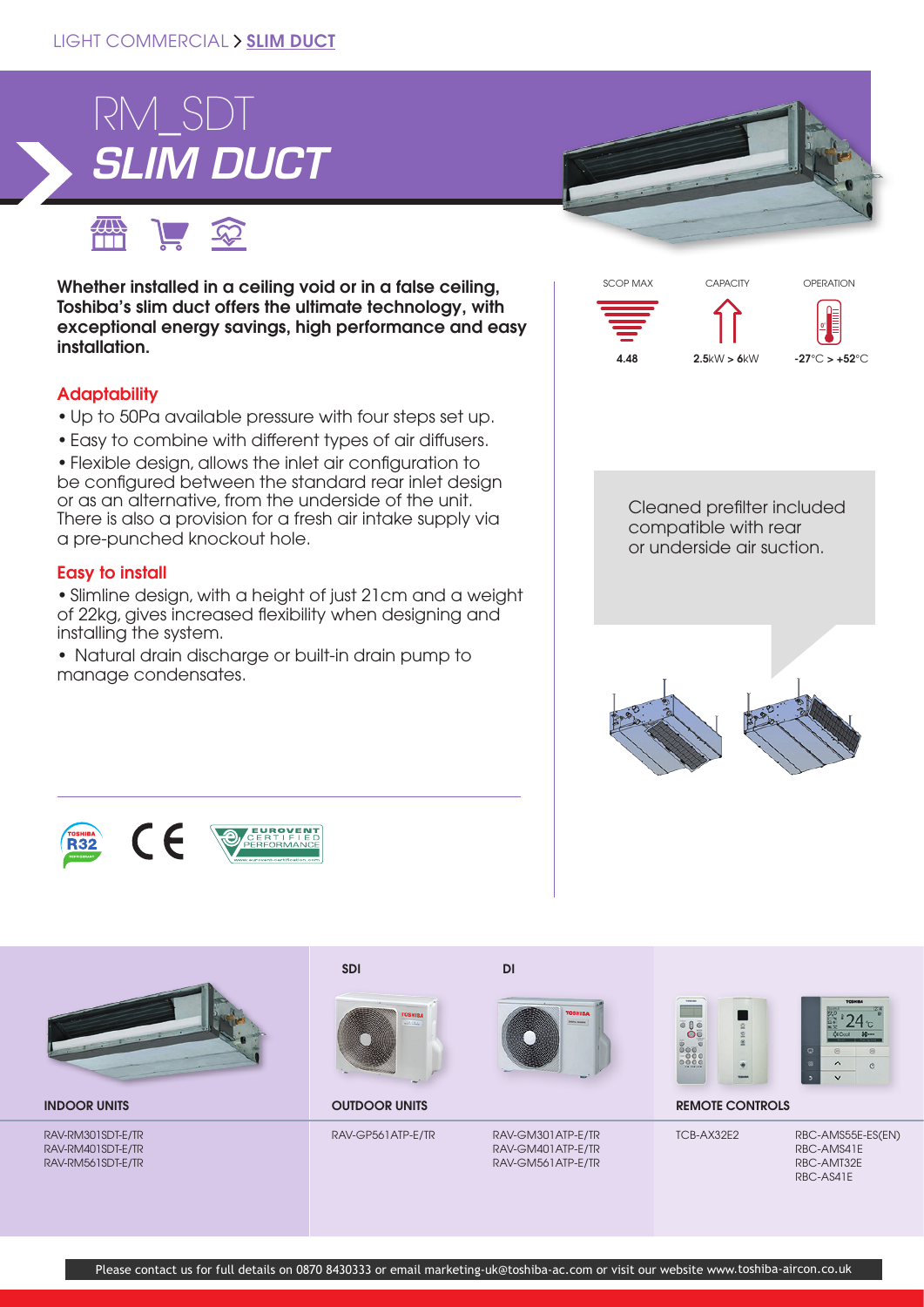LIGHT COMMERCIAL > **SLIM DUCT**

# RM_SDT
## *SLIM DUCT*

**Whether installed in a ceiling void or in a false ceiling, Toshiba's slim duct offers the ultimate technology, with exceptional energy savings, high performance and easy installation.**

| SCOP MAX | CAPACITY | OPERATION |
|---|---|---|
| **4.48** | **2.5**kW > **6**kW | **-27**°C > **+52**°C |

### Adaptability

- Up to 50Pa available pressure with four steps set up.
- Easy to combine with different types of air diffusers.
- Flexible design, allows the inlet air configuration to be configured between the standard rear inlet design or as an alternative, from the underside of the unit. There is also a provision for a fresh air intake supply via a pre-punched knockout hole.

### Easy to install

- Slimline design, with a height of just 21cm and a weight of 22kg, gives increased flexibility when designing and installing the system.
- Natural drain discharge or built-in drain pump to manage condensates.

Cleaned prefilter included compatible with rear or underside air suction.

| INDOOR UNITS | OUTDOOR UNITS – SDI | OUTDOOR UNITS – DI | REMOTE CONTROLS | |
|---|---|---|---|---|
| RAV-RM301SDT-E/TR<br>RAV-RM401SDT-E/TR<br>RAV-RM561SDT-E/TR | RAV-GP561ATP-E/TR | RAV-GM301ATP-E/TR<br>RAV-GM401ATP-E/TR<br>RAV-GM561ATP-E/TR | TCB-AX32E2 | RBC-AMS55E-ES(EN)<br>RBC-AMS41E<br>RBC-AMT32E<br>RBC-AS41E |

Please contact us for full details on 0870 8430333 or email marketing-uk@toshiba-ac.com or visit our website www.toshiba-aircon.co.uk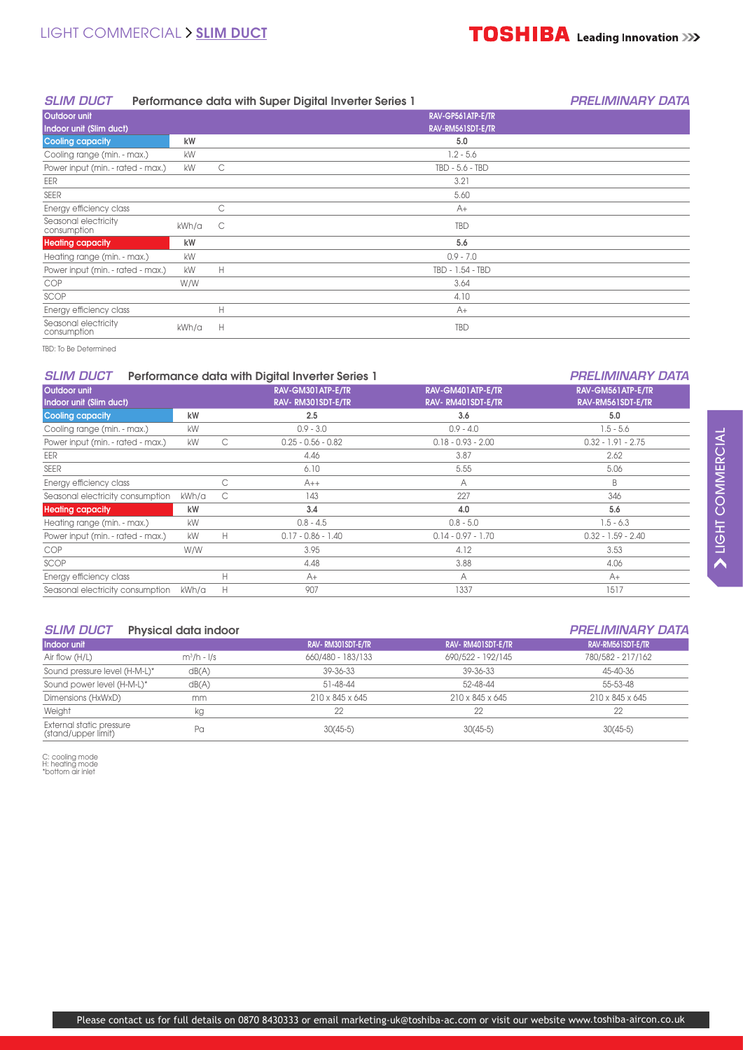LIGHT COMMERCIAL > **SLIM DUCT**

## *SLIM DUCT* Performance data with Super Digital Inverter Series 1

*PRELIMINARY DATA*

| Outdoor unit / Indoor unit (Slim duct) | | | RAV-GP561ATP-E/TR / RAV-RM561SDT-E/TR |
|---|---|---|---|
| **Cooling capacity** | **kW** | | **5.0** |
| Cooling range (min. - max.) | kW | | 1.2 - 5.6 |
| Power input (min. - rated - max.) | kW | C | TBD - 5.6 - TBD |
| EER | | | 3.21 |
| SEER | | | 5.60 |
| Energy efficiency class | | C | A+ |
| Seasonal electricity consumption | kWh/a | C | TBD |
| **Heating capacity** | **kW** | | **5.6** |
| Heating range (min. - max.) | kW | | 0.9 - 7.0 |
| Power input (min. - rated - max.) | kW | H | TBD - 1.54 - TBD |
| COP | W/W | | 3.64 |
| SCOP | | | 4.10 |
| Energy efficiency class | | H | A+ |
| Seasonal electricity consumption | kWh/a | H | TBD |

TBD: To Be Determined

## *SLIM DUCT* Performance data with Digital Inverter Series 1

*PRELIMINARY DATA*

| Outdoor unit / Indoor unit (Slim duct) | | | RAV-GM301ATP-E/TR / RAV- RM301SDT-E/TR | RAV-GM401ATP-E/TR / RAV- RM401SDT-E/TR | RAV-GM561ATP-E/TR / RAV-RM561SDT-E/TR |
|---|---|---|---|---|---|
| **Cooling capacity** | **kW** | | **2.5** | **3.6** | **5.0** |
| Cooling range (min. - max.) | kW | | 0.9 - 3.0 | 0.9 - 4.0 | 1.5 - 5.6 |
| Power input (min. - rated - max.) | kW | C | 0.25 - 0.56 - 0.82 | 0.18 - 0.93 - 2.00 | 0.32 - 1.91 - 2.75 |
| EER | | | 4.46 | 3.87 | 2.62 |
| SEER | | | 6.10 | 5.55 | 5.06 |
| Energy efficiency class | | C | A++ | A | B |
| Seasonal electricity consumption | kWh/a | C | 143 | 227 | 346 |
| **Heating capacity** | **kW** | | **3.4** | **4.0** | **5.6** |
| Heating range (min. - max.) | kW | | 0.8 - 4.5 | 0.8 - 5.0 | 1.5 - 6.3 |
| Power input (min. - rated - max.) | kW | H | 0.17 - 0.86 - 1.40 | 0.14 - 0.97 - 1.70 | 0.32 - 1.59 - 2.40 |
| COP | W/W | | 3.95 | 4.12 | 3.53 |
| SCOP | | | 4.48 | 3.88 | 4.06 |
| Energy efficiency class | | H | A+ | A | A+ |
| Seasonal electricity consumption | kWh/a | H | 907 | 1337 | 1517 |

## *SLIM DUCT* Physical data indoor

*PRELIMINARY DATA*

| Indoor unit | | RAV- RM301SDT-E/TR | RAV- RM401SDT-E/TR | RAV-RM561SDT-E/TR |
|---|---|---|---|---|
| Air flow (H/L) | $m^3/h$ - l/s | 660/480 - 183/133 | 690/522 - 192/145 | 780/582 - 217/162 |
| Sound pressure level (H-M-L)* | dB(A) | 39-36-33 | 39-36-33 | 45-40-36 |
| Sound power level (H-M-L)* | dB(A) | 51-48-44 | 52-48-44 | 55-53-48 |
| Dimensions (HxWxD) | mm | 210 x 845 x 645 | 210 x 845 x 645 | 210 x 845 x 645 |
| Weight | kg | 22 | 22 | 22 |
| External static pressure (stand/upper limit) | Pa | 30(45-5) | 30(45-5) | 30(45-5) |

C: cooling mode
H: heating mode
*bottom air inlet

Please contact us for full details on 0870 8430333 or email marketing-uk@toshiba-ac.com or visit our website www.toshiba-aircon.co.uk